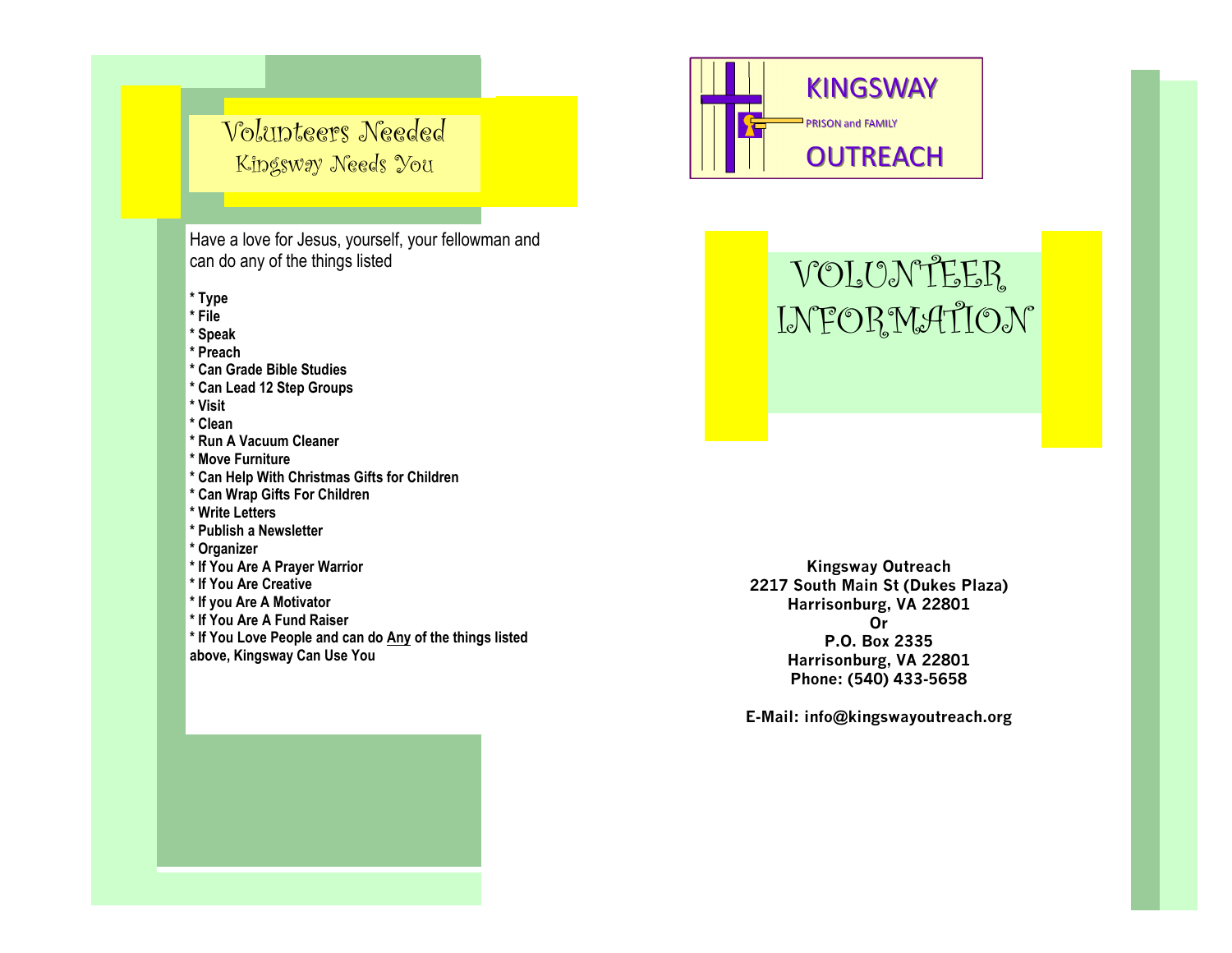# Volunteers Needed

## Kingsway Needs You

Have a love for Jesus, yourself, your fellowman and can do any of the things listed

**\* Type**
**\* File**
**\* Speak**
**\* Preach**
**\* Can Grade Bible Studies**
**\* Can Lead 12 Step Groups**
**\* Visit**
**\* Clean**
**\* Run A Vacuum Cleaner**
**\* Move Furniture**
**\* Can Help With Christmas Gifts for Children**
**\* Can Wrap Gifts For Children**
**\* Write Letters**
**\* Publish a Newsletter**
**\* Organizer**
**\* If You Are A Prayer Warrior**
**\* If You Are Creative**
**\* If you Are A Motivator**
**\* If You Are A Fund Raiser**
**\* If You Love People and can do <u>Any</u> of the things listed above, Kingsway Can Use You**

# KINGSWAY

PRISON and FAMILY

# OUTREACH

# VOLUNTEER INFORMATION

**Kingsway Outreach**
**2217 South Main St (Dukes Plaza)**
**Harrisonburg, VA 22801**
**Or**
**P.O. Box 2335**
**Harrisonburg, VA 22801**
**Phone: (540) 433-5658**

**E-Mail: info@kingswayoutreach.org**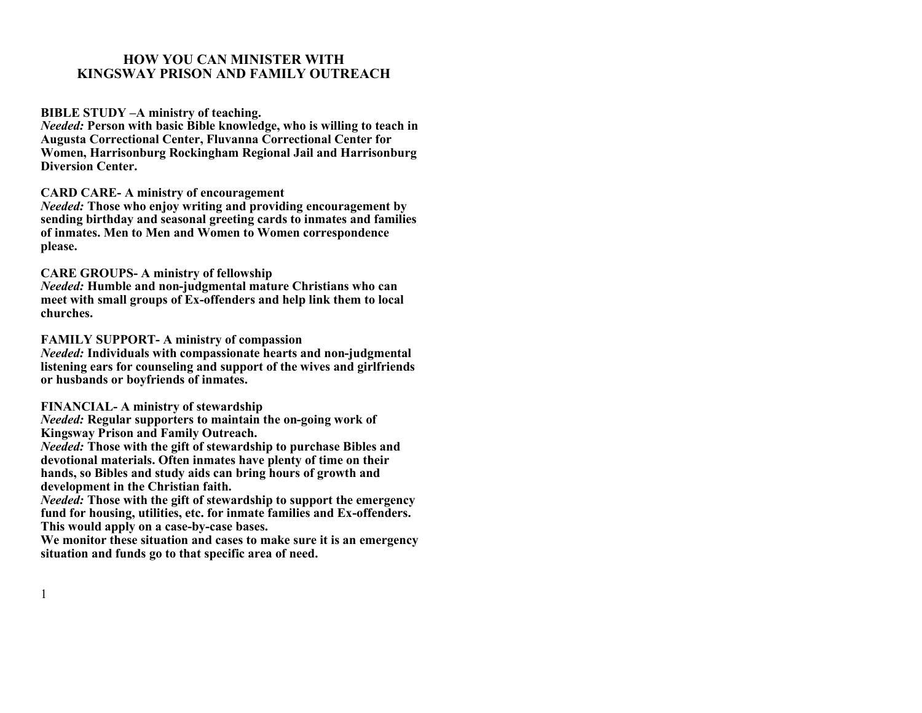# HOW YOU CAN MINISTER WITH KINGSWAY PRISON AND FAMILY OUTREACH

**BIBLE STUDY –A ministry of teaching.**
***Needed:*** **Person with basic Bible knowledge, who is willing to teach in Augusta Correctional Center, Fluvanna Correctional Center for Women, Harrisonburg Rockingham Regional Jail and Harrisonburg Diversion Center.**

**CARD CARE- A ministry of encouragement**
***Needed:*** **Those who enjoy writing and providing encouragement by sending birthday and seasonal greeting cards to inmates and families of inmates. Men to Men and Women to Women correspondence please.**

**CARE GROUPS- A ministry of fellowship**
***Needed:*** **Humble and non-judgmental mature Christians who can meet with small groups of Ex-offenders and help link them to local churches.**

**FAMILY SUPPORT- A ministry of compassion**
***Needed:*** **Individuals with compassionate hearts and non-judgmental listening ears for counseling and support of the wives and girlfriends or husbands or boyfriends of inmates.**

**FINANCIAL- A ministry of stewardship**
***Needed:*** **Regular supporters to maintain the on-going work of Kingsway Prison and Family Outreach.**
***Needed:*** **Those with the gift of stewardship to purchase Bibles and devotional materials. Often inmates have plenty of time on their hands, so Bibles and study aids can bring hours of growth and development in the Christian faith.**
***Needed:*** **Those with the gift of stewardship to support the emergency fund for housing, utilities, etc. for inmate families and Ex-offenders. This would apply on a case-by-case bases.**
**We monitor these situation and cases to make sure it is an emergency situation and funds go to that specific area of need.**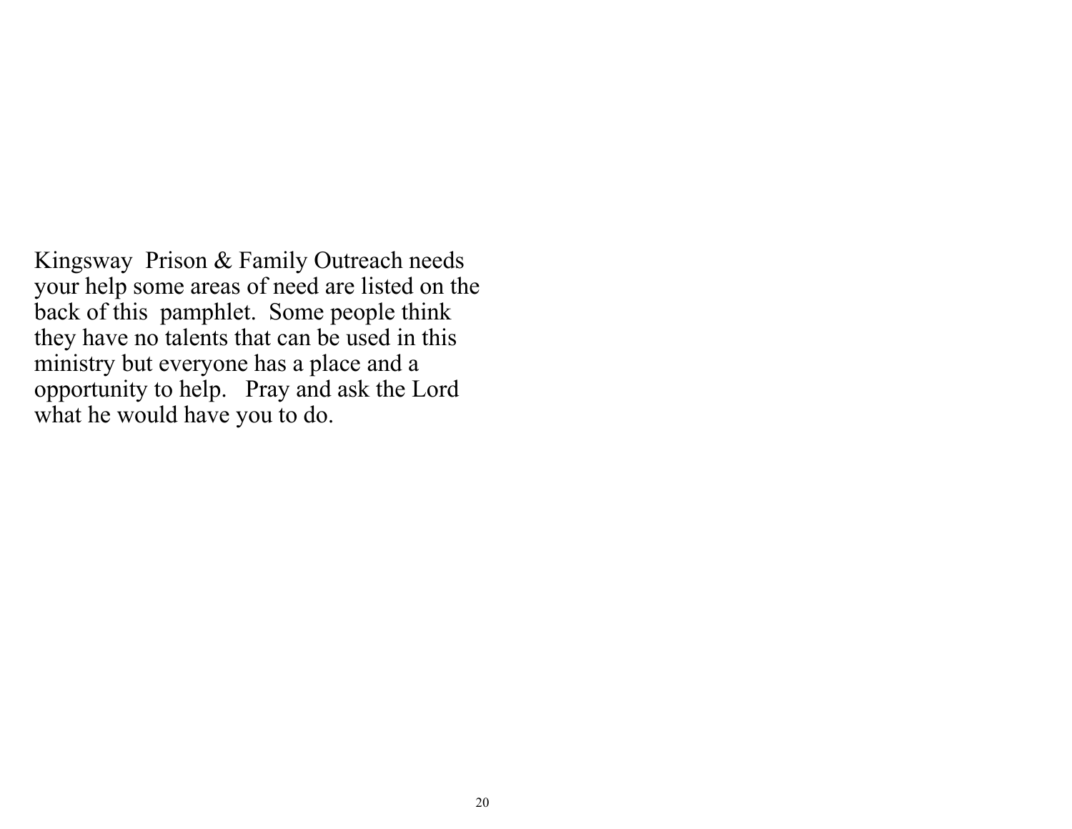Kingsway Prison & Family Outreach needs your help some areas of need are listed on the back of this pamphlet. Some people think they have no talents that can be used in this ministry but everyone has a place and a opportunity to help. Pray and ask the Lord what he would have you to do.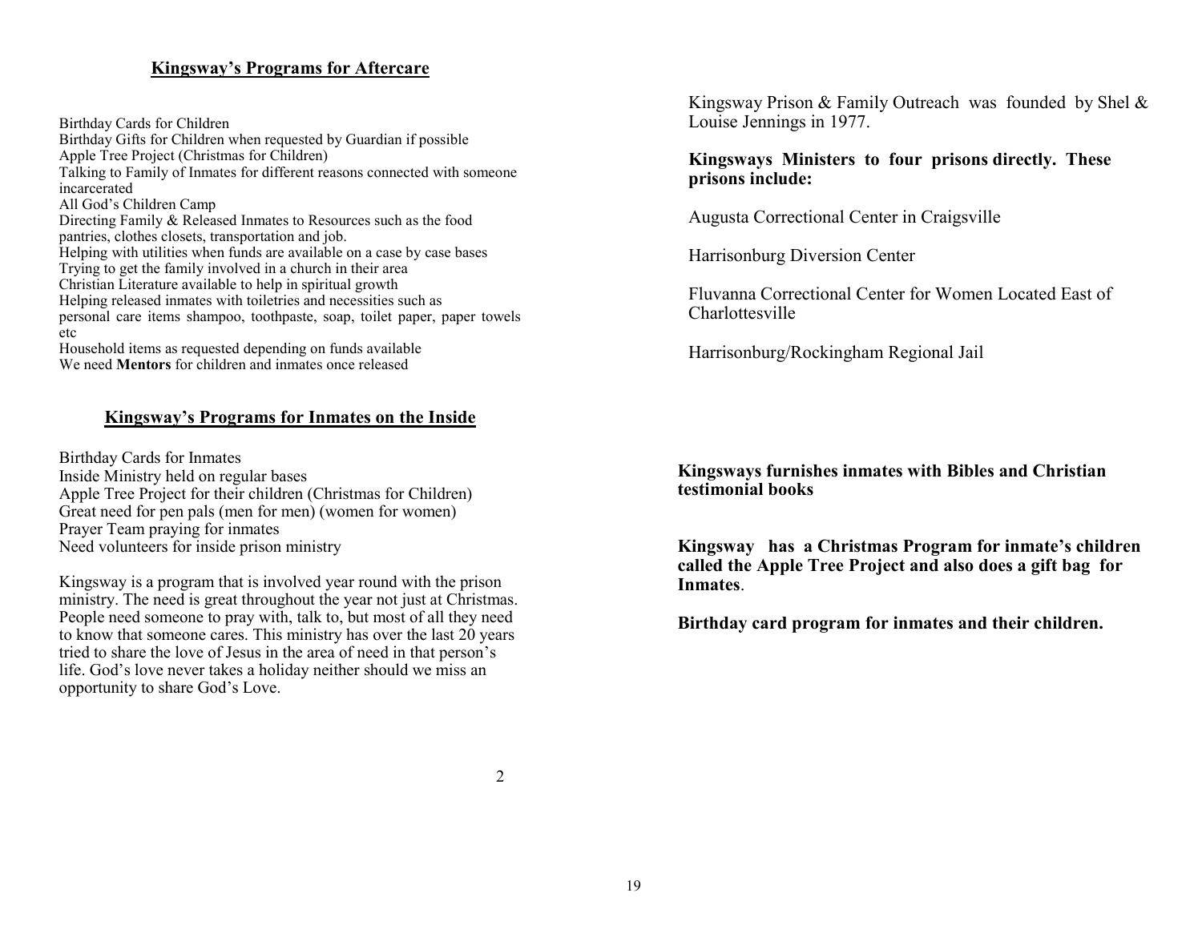## Kingsway's Programs for Aftercare

Birthday Cards for Children
Birthday Gifts for Children when requested by Guardian if possible
Apple Tree Project (Christmas for Children)
Talking to Family of Inmates for different reasons connected with someone incarcerated
All God's Children Camp
Directing Family & Released Inmates to Resources such as the food pantries, clothes closets, transportation and job.
Helping with utilities when funds are available on a case by case bases
Trying to get the family involved in a church in their area
Christian Literature available to help in spiritual growth
Helping released inmates with toiletries and necessities such as personal care items shampoo, toothpaste, soap, toilet paper, paper towels etc
Household items as requested depending on funds available
We need **Mentors** for children and inmates once released

## Kingsway's Programs for Inmates on the Inside

Birthday Cards for Inmates
Inside Ministry held on regular bases
Apple Tree Project for their children (Christmas for Children)
Great need for pen pals (men for men) (women for women)
Prayer Team praying for inmates
Need volunteers for inside prison ministry

Kingsway is a program that is involved year round with the prison ministry. The need is great throughout the year not just at Christmas. People need someone to pray with, talk to, but most of all they need to know that someone cares. This ministry has over the last 20 years tried to share the love of Jesus in the area of need in that person's life. God's love never takes a holiday neither should we miss an opportunity to share God's Love.

Kingsway Prison & Family Outreach was founded by Shel & Louise Jennings in 1977.

**Kingsways Ministers to four prisons directly. These prisons include:**

Augusta Correctional Center in Craigsville

Harrisonburg Diversion Center

Fluvanna Correctional Center for Women Located East of Charlottesville

Harrisonburg/Rockingham Regional Jail

**Kingsways furnishes inmates with Bibles and Christian testimonial books**

**Kingsway has a Christmas Program for inmate's children called the Apple Tree Project and also does a gift bag for Inmates**.

**Birthday card program for inmates and their children.**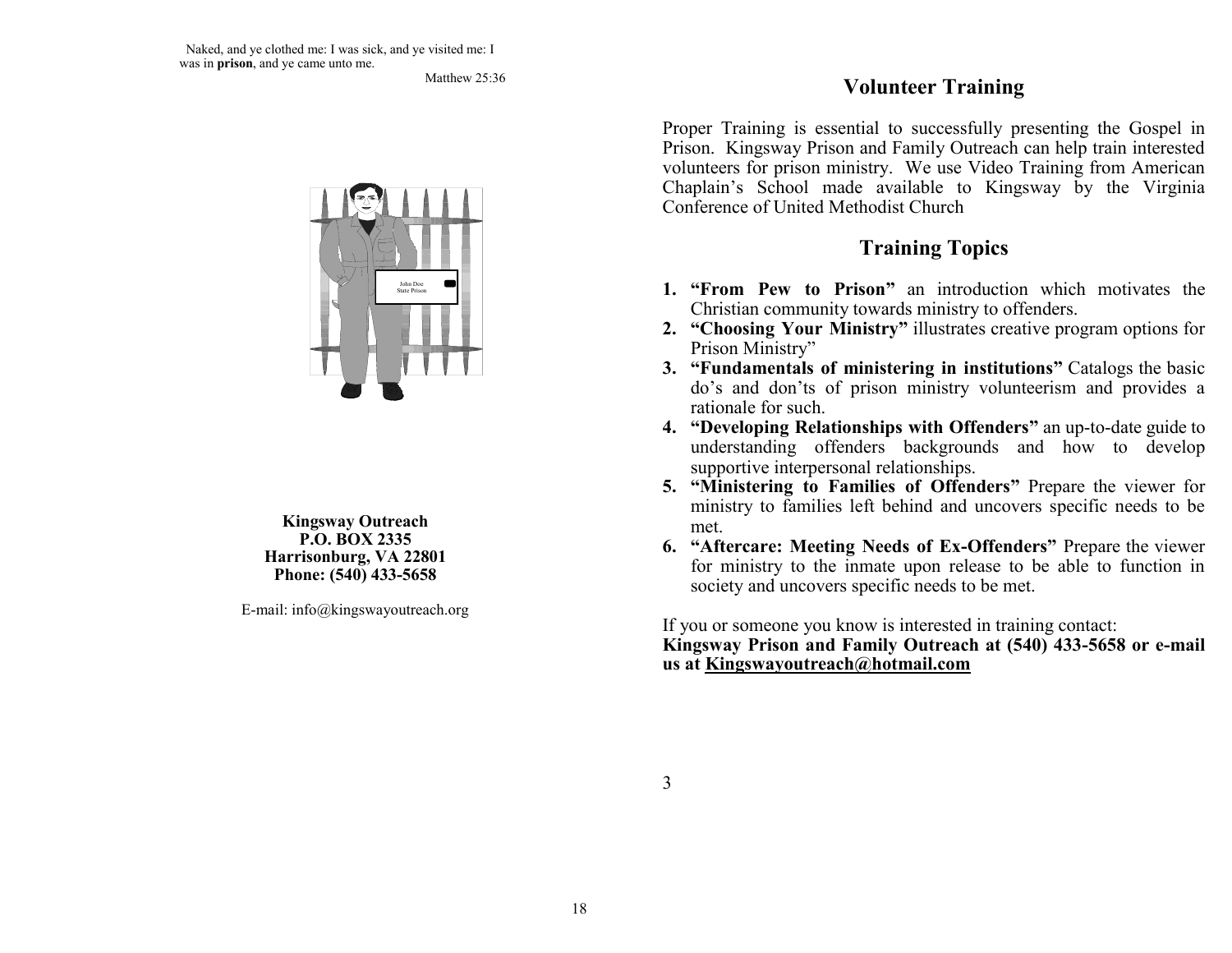Naked, and ye clothed me: I was sick, and ye visited me: I was in **prison**, and ye came unto me.

Matthew 25:36

John Doe
State Prison

**Kingsway Outreach**
**P.O. BOX 2335**
**Harrisonburg, VA 22801**
**Phone: (540) 433-5658**

E-mail: info@kingswayoutreach.org

## Volunteer Training

Proper Training is essential to successfully presenting the Gospel in Prison. Kingsway Prison and Family Outreach can help train interested volunteers for prison ministry. We use Video Training from American Chaplain's School made available to Kingsway by the Virginia Conference of United Methodist Church

## Training Topics

1. **"From Pew to Prison"** an introduction which motivates the Christian community towards ministry to offenders.
2. **"Choosing Your Ministry"** illustrates creative program options for Prison Ministry"
3. **"Fundamentals of ministering in institutions"** Catalogs the basic do's and don'ts of prison ministry volunteerism and provides a rationale for such.
4. **"Developing Relationships with Offenders"** an up-to-date guide to understanding offenders backgrounds and how to develop supportive interpersonal relationships.
5. **"Ministering to Families of Offenders"** Prepare the viewer for ministry to families left behind and uncovers specific needs to be met.
6. **"Aftercare: Meeting Needs of Ex-Offenders"** Prepare the viewer for ministry to the inmate upon release to be able to function in society and uncovers specific needs to be met.

If you or someone you know is interested in training contact:
**Kingsway Prison and Family Outreach at (540) 433-5658 or e-mail us at <u>Kingswayoutreach@hotmail.com</u>**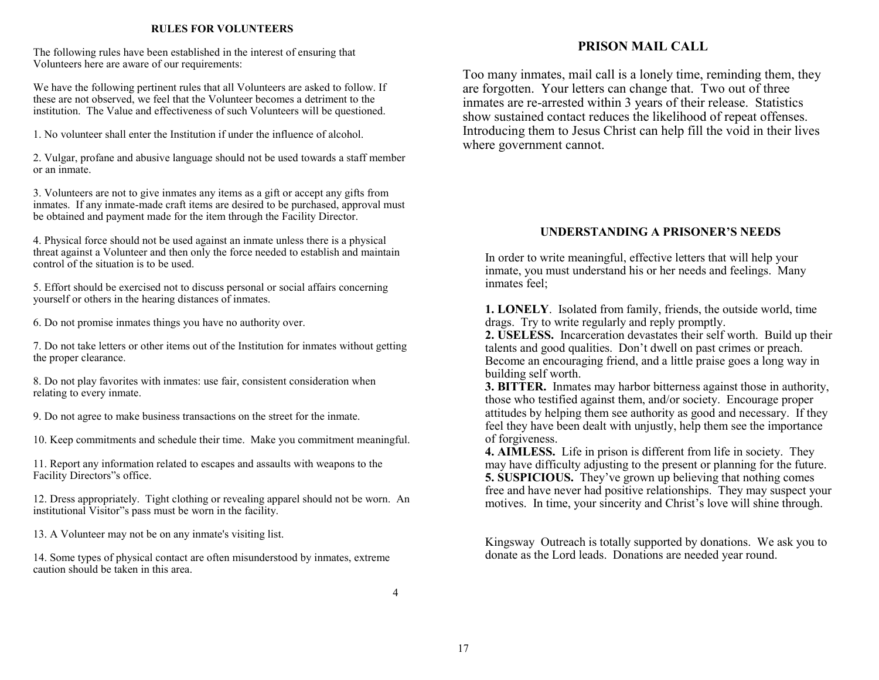## RULES FOR VOLUNTEERS

The following rules have been established in the interest of ensuring that Volunteers here are aware of our requirements:

We have the following pertinent rules that all Volunteers are asked to follow. If these are not observed, we feel that the Volunteer becomes a detriment to the institution. The Value and effectiveness of such Volunteers will be questioned.

1. No volunteer shall enter the Institution if under the influence of alcohol.

2. Vulgar, profane and abusive language should not be used towards a staff member or an inmate.

3. Volunteers are not to give inmates any items as a gift or accept any gifts from inmates. If any inmate-made craft items are desired to be purchased, approval must be obtained and payment made for the item through the Facility Director.

4. Physical force should not be used against an inmate unless there is a physical threat against a Volunteer and then only the force needed to establish and maintain control of the situation is to be used.

5. Effort should be exercised not to discuss personal or social affairs concerning yourself or others in the hearing distances of inmates.

6. Do not promise inmates things you have no authority over.

7. Do not take letters or other items out of the Institution for inmates without getting the proper clearance.

8. Do not play favorites with inmates: use fair, consistent consideration when relating to every inmate.

9. Do not agree to make business transactions on the street for the inmate.

10. Keep commitments and schedule their time. Make you commitment meaningful.

11. Report any information related to escapes and assaults with weapons to the Facility Directors"s office.

12. Dress appropriately. Tight clothing or revealing apparel should not be worn. An institutional Visitor"s pass must be worn in the facility.

13. A Volunteer may not be on any inmate's visiting list.

14. Some types of physical contact are often misunderstood by inmates, extreme caution should be taken in this area.

## PRISON MAIL CALL

Too many inmates, mail call is a lonely time, reminding them, they are forgotten. Your letters can change that. Two out of three inmates are re-arrested within 3 years of their release. Statistics show sustained contact reduces the likelihood of repeat offenses. Introducing them to Jesus Christ can help fill the void in their lives where government cannot.

## UNDERSTANDING A PRISONER'S NEEDS

In order to write meaningful, effective letters that will help your inmate, you must understand his or her needs and feelings. Many inmates feel;

**1. LONELY**. Isolated from family, friends, the outside world, time drags. Try to write regularly and reply promptly.
**2. USELESS.** Incarceration devastates their self worth. Build up their talents and good qualities. Don't dwell on past crimes or preach. Become an encouraging friend, and a little praise goes a long way in building self worth.
**3. BITTER.** Inmates may harbor bitterness against those in authority, those who testified against them, and/or society. Encourage proper attitudes by helping them see authority as good and necessary. If they feel they have been dealt with unjustly, help them see the importance of forgiveness.
**4. AIMLESS.** Life in prison is different from life in society. They may have difficulty adjusting to the present or planning for the future.
**5. SUSPICIOUS.** They've grown up believing that nothing comes free and have never had positive relationships. They may suspect your motives. In time, your sincerity and Christ's love will shine through.

Kingsway Outreach is totally supported by donations. We ask you to donate as the Lord leads. Donations are needed year round.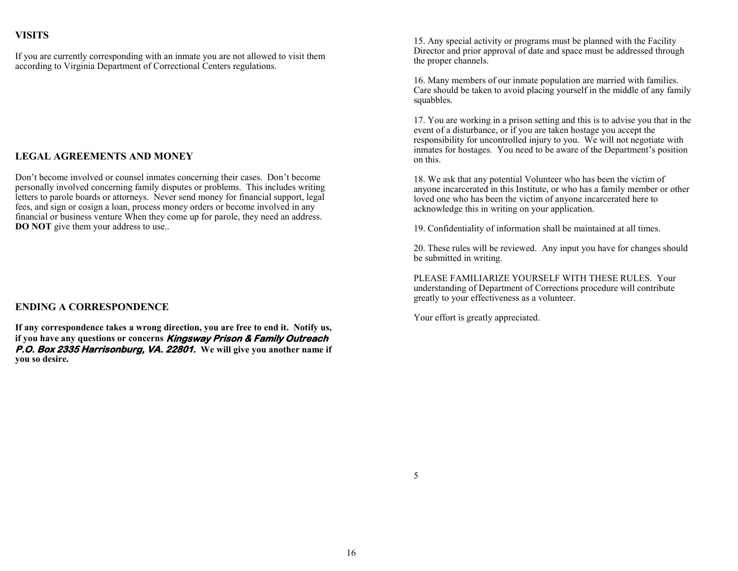## VISITS

If you are currently corresponding with an inmate you are not allowed to visit them according to Virginia Department of Correctional Centers regulations.

## LEGAL AGREEMENTS AND MONEY

Don't become involved or counsel inmates concerning their cases. Don't become personally involved concerning family disputes or problems. This includes writing letters to parole boards or attorneys. Never send money for financial support, legal fees, and sign or cosign a loan, process money orders or become involved in any financial or business venture When they come up for parole, they need an address. **DO NOT** give them your address to use..

## ENDING A CORRESPONDENCE

**If any correspondence takes a wrong direction, you are free to end it. Notify us, if you have any questions or concerns *Kingsway Prison & Family Outreach P.O. Box 2335 Harrisonburg, VA. 22801.* We will give you another name if you so desire.**

15. Any special activity or programs must be planned with the Facility Director and prior approval of date and space must be addressed through the proper channels.

16. Many members of our inmate population are married with families. Care should be taken to avoid placing yourself in the middle of any family squabbles.

17. You are working in a prison setting and this is to advise you that in the event of a disturbance, or if you are taken hostage you accept the responsibility for uncontrolled injury to you. We will not negotiate with inmates for hostages. You need to be aware of the Department's position on this.

18. We ask that any potential Volunteer who has been the victim of anyone incarcerated in this Institute, or who has a family member or other loved one who has been the victim of anyone incarcerated here to acknowledge this in writing on your application.

19. Confidentiality of information shall be maintained at all times.

20. These rules will be reviewed. Any input you have for changes should be submitted in writing.

PLEASE FAMILIARIZE YOURSELF WITH THESE RULES. Your understanding of Department of Corrections procedure will contribute greatly to your effectiveness as a volunteer.

Your effort is greatly appreciated.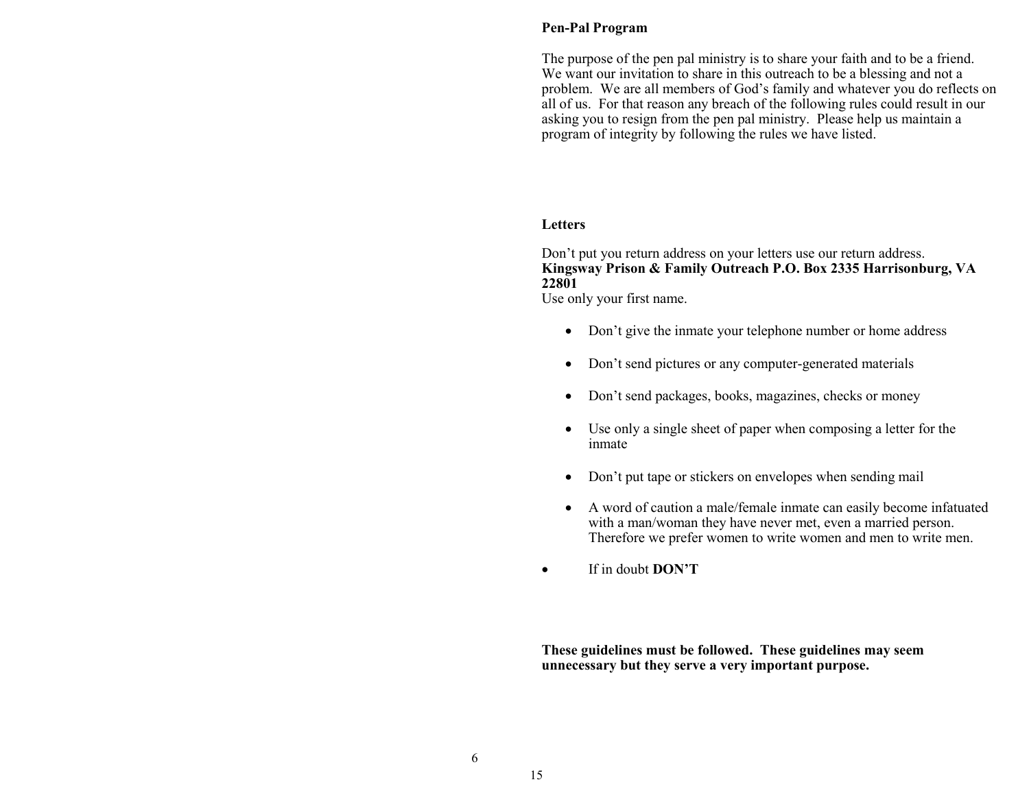**Pen-Pal Program**

The purpose of the pen pal ministry is to share your faith and to be a friend. We want our invitation to share in this outreach to be a blessing and not a problem. We are all members of God's family and whatever you do reflects on all of us. For that reason any breach of the following rules could result in our asking you to resign from the pen pal ministry. Please help us maintain a program of integrity by following the rules we have listed.

**Letters**

Don't put you return address on your letters use our return address.
**Kingsway Prison & Family Outreach P.O. Box 2335 Harrisonburg, VA 22801**
Use only your first name.

- Don't give the inmate your telephone number or home address
- Don't send pictures or any computer-generated materials
- Don't send packages, books, magazines, checks or money
- Use only a single sheet of paper when composing a letter for the inmate
- Don't put tape or stickers on envelopes when sending mail
- A word of caution a male/female inmate can easily become infatuated with a man/woman they have never met, even a married person. Therefore we prefer women to write women and men to write men.
- If in doubt **DON'T**

**These guidelines must be followed. These guidelines may seem unnecessary but they serve a very important purpose.**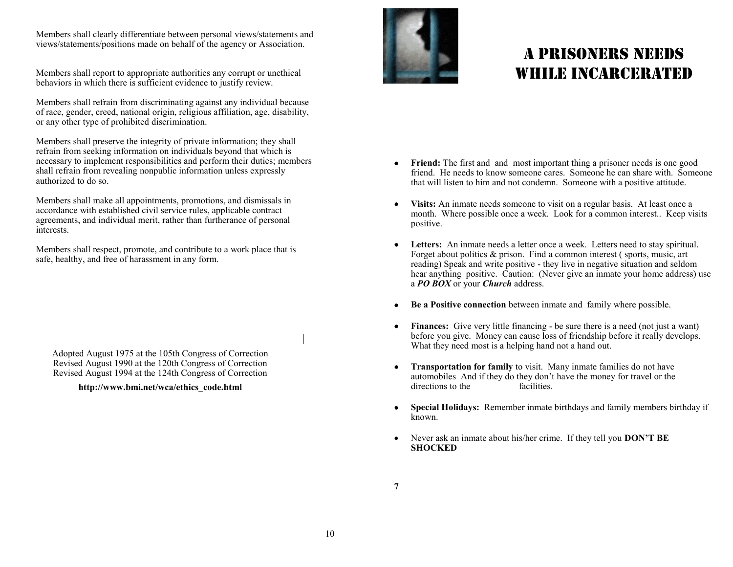Members shall clearly differentiate between personal views/statements and views/statements/positions made on behalf of the agency or Association.

Members shall report to appropriate authorities any corrupt or unethical behaviors in which there is sufficient evidence to justify review.

Members shall refrain from discriminating against any individual because of race, gender, creed, national origin, religious affiliation, age, disability, or any other type of prohibited discrimination.

Members shall preserve the integrity of private information; they shall refrain from seeking information on individuals beyond that which is necessary to implement responsibilities and perform their duties; members shall refrain from revealing nonpublic information unless expressly authorized to do so.

Members shall make all appointments, promotions, and dismissals in accordance with established civil service rules, applicable contract agreements, and individual merit, rather than furtherance of personal interests.

Members shall respect, promote, and contribute to a work place that is safe, healthy, and free of harassment in any form.

Adopted August 1975 at the 105th Congress of Correction
Revised August 1990 at the 120th Congress of Correction
Revised August 1994 at the 124th Congress of Correction

**http://www.bmi.net/wca/ethics_code.html**

# A PRISONERS NEEDS WHILE INCARCERATED

- **Friend:** The first and and most important thing a prisoner needs is one good friend. He needs to know someone cares. Someone he can share with. Someone that will listen to him and not condemn. Someone with a positive attitude.
- **Visits:** An inmate needs someone to visit on a regular basis. At least once a month. Where possible once a week. Look for a common interest.. Keep visits positive.
- **Letters:** An inmate needs a letter once a week. Letters need to stay spiritual. Forget about politics & prison. Find a common interest ( sports, music, art reading) Speak and write positive - they live in negative situation and seldom hear anything positive. Caution: (Never give an inmate your home address) use a ***PO BOX*** or your ***Church*** address.
- **Be a Positive connection** between inmate and family where possible.
- **Finances:** Give very little financing - be sure there is a need (not just a want) before you give. Money can cause loss of friendship before it really develops. What they need most is a helping hand not a hand out.
- **Transportation for family** to visit. Many inmate families do not have automobiles And if they do they don't have the money for travel or the directions to the facilities.
- **Special Holidays:** Remember inmate birthdays and family members birthday if known.
- Never ask an inmate about his/her crime. If they tell you **DON'T BE SHOCKED**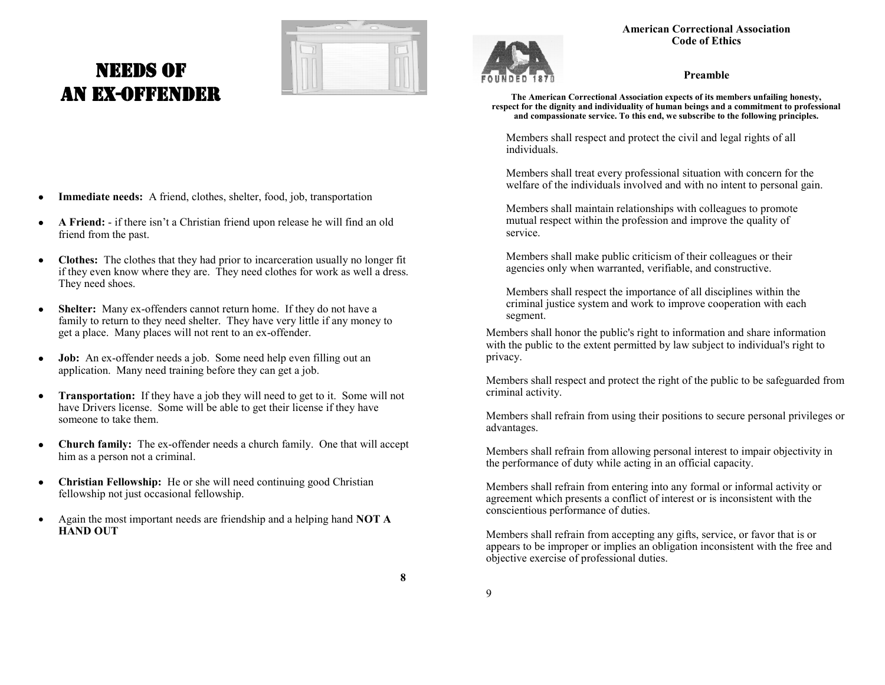# NEEDS OF AN EX-OFFENDER

- **Immediate needs:** A friend, clothes, shelter, food, job, transportation
- **A Friend:** - if there isn't a Christian friend upon release he will find an old friend from the past.
- **Clothes:** The clothes that they had prior to incarceration usually no longer fit if they even know where they are. They need clothes for work as well a dress. They need shoes.
- **Shelter:** Many ex-offenders cannot return home. If they do not have a family to return to they need shelter. They have very little if any money to get a place. Many places will not rent to an ex-offender.
- **Job:** An ex-offender needs a job. Some need help even filling out an application. Many need training before they can get a job.
- **Transportation:** If they have a job they will need to get to it. Some will not have Drivers license. Some will be able to get their license if they have someone to take them.
- **Church family:** The ex-offender needs a church family. One that will accept him as a person not a criminal.
- **Christian Fellowship:** He or she will need continuing good Christian fellowship not just occasional fellowship.
- Again the most important needs are friendship and a helping hand **NOT A HAND OUT**

## American Correctional Association Code of Ethics

### Preamble

**The American Correctional Association expects of its members unfailing honesty, respect for the dignity and individuality of human beings and a commitment to professional and compassionate service. To this end, we subscribe to the following principles.**

Members shall respect and protect the civil and legal rights of all individuals.

Members shall treat every professional situation with concern for the welfare of the individuals involved and with no intent to personal gain.

Members shall maintain relationships with colleagues to promote mutual respect within the profession and improve the quality of service.

Members shall make public criticism of their colleagues or their agencies only when warranted, verifiable, and constructive.

Members shall respect the importance of all disciplines within the criminal justice system and work to improve cooperation with each segment.

Members shall honor the public's right to information and share information with the public to the extent permitted by law subject to individual's right to privacy.

Members shall respect and protect the right of the public to be safeguarded from criminal activity.

Members shall refrain from using their positions to secure personal privileges or advantages.

Members shall refrain from allowing personal interest to impair objectivity in the performance of duty while acting in an official capacity.

Members shall refrain from entering into any formal or informal activity or agreement which presents a conflict of interest or is inconsistent with the conscientious performance of duties.

Members shall refrain from accepting any gifts, service, or favor that is or appears to be improper or implies an obligation inconsistent with the free and objective exercise of professional duties.